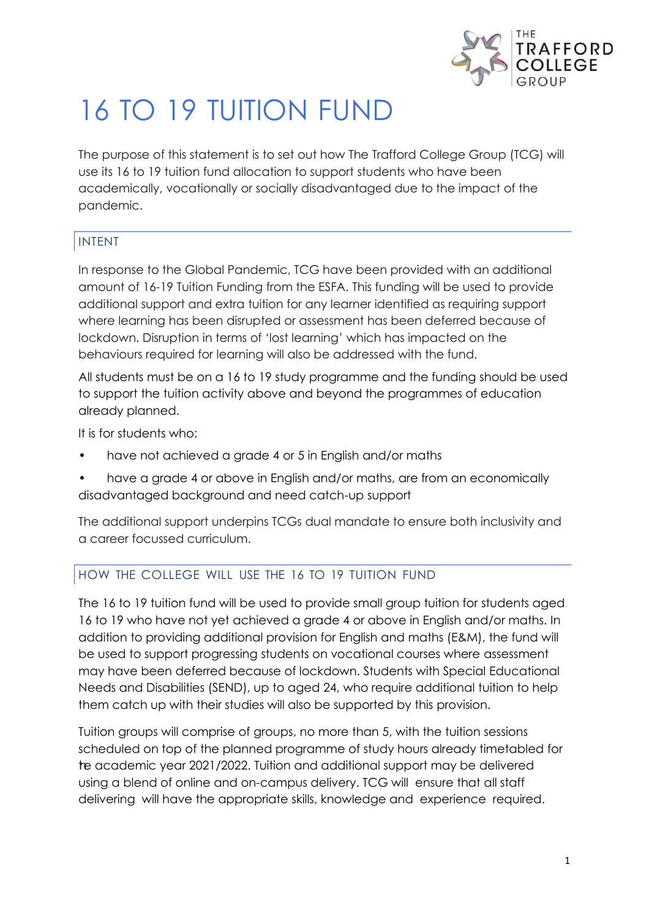# 16 TO 19 TUITION FUND

The purpose of this statement is to set out how The Trafford College Group (TCG) will use its 16 to 19 tuition fund allocation to support students who have been academically, vocationally or socially disadvantaged due to the impact of the pandemic.

## INTENT

In response to the Global Pandemic, TCG have been provided with an additional amount of 16-19 Tuition Funding from the ESFA. This funding will be used to provide additional support and extra tuition for any learner identified as requiring support where learning has been disrupted or assessment has been deferred because of lockdown. Disruption in terms of 'lost learning' which has impacted on the behaviours required for learning will also be addressed with the fund.

All students must be on a 16 to 19 study programme and the funding should be used to support the tuition activity above and beyond the programmes of education already planned.

It is for students who:

- have not achieved a grade 4 or 5 in English and/or maths
- have a grade 4 or above in English and/or maths, are from an economically disadvantaged background and need catch-up support

The additional support underpins TCGs dual mandate to ensure both inclusivity and a career focussed curriculum.

## HOW THE COLLEGE WILL USE THE 16 TO 19 TUITION FUND

The 16 to 19 tuition fund will be used to provide small group tuition for students aged 16 to 19 who have not yet achieved a grade 4 or above in English and/or maths. In addition to providing additional provision for English and maths (E&M), the fund will be used to support progressing students on vocational courses where assessment may have been deferred because of lockdown. Students with Special Educational Needs and Disabilities (SEND), up to aged 24, who require additional tuition to help them catch up with their studies will also be supported by this provision.

Tuition groups will comprise of groups, no more than 5, with the tuition sessions scheduled on top of the planned programme of study hours already timetabled for the academic year 2021/2022. Tuition and additional support may be delivered using a blend of online and on-campus delivery. TCG will ensure that all staff delivering will have the appropriate skills, knowledge and experience required.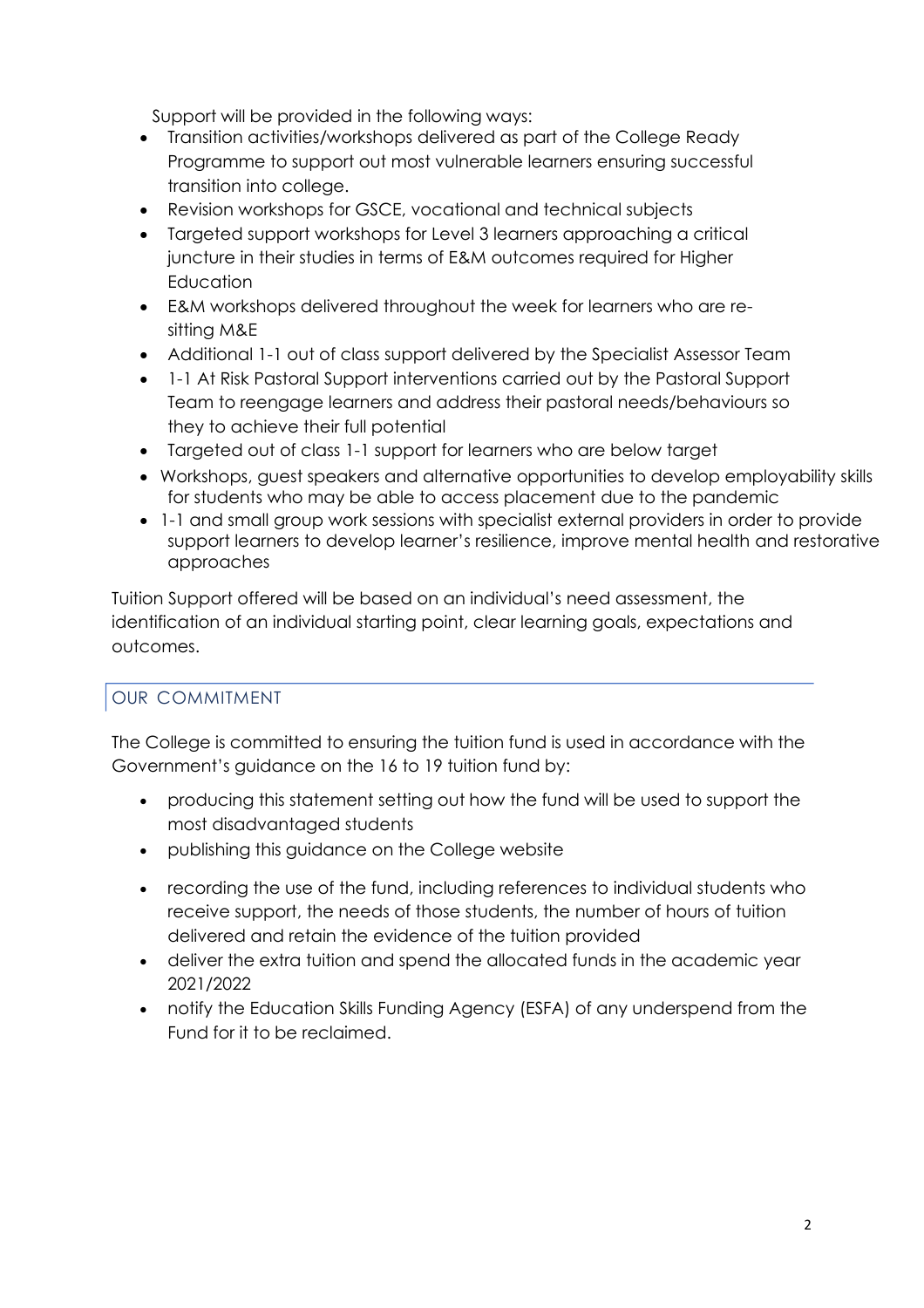Support will be provided in the following ways:

- Transition activities/workshops delivered as part of the College Ready Programme to support out most vulnerable learners ensuring successful transition into college.
- Revision workshops for GSCE, vocational and technical subjects
- Targeted support workshops for Level 3 learners approaching a critical juncture in their studies in terms of E&M outcomes required for Higher Education
- E&M workshops delivered throughout the week for learners who are re-sitting M&E
- Additional 1-1 out of class support delivered by the Specialist Assessor Team
- 1-1 At Risk Pastoral Support interventions carried out by the Pastoral Support Team to reengage learners and address their pastoral needs/behaviours so they to achieve their full potential
- Targeted out of class 1-1 support for learners who are below target
- Workshops, guest speakers and alternative opportunities to develop employability skills for students who may be able to access placement due to the pandemic
- 1-1 and small group work sessions with specialist external providers in order to provide support learners to develop learner's resilience, improve mental health and restorative approaches

Tuition Support offered will be based on an individual's need assessment, the identification of an individual starting point, clear learning goals, expectations and outcomes.

## OUR COMMITMENT

The College is committed to ensuring the tuition fund is used in accordance with the Government's guidance on the 16 to 19 tuition fund by:

- producing this statement setting out how the fund will be used to support the most disadvantaged students
- publishing this guidance on the College website
- recording the use of the fund, including references to individual students who receive support, the needs of those students, the number of hours of tuition delivered and retain the evidence of the tuition provided
- deliver the extra tuition and spend the allocated funds in the academic year 2021/2022
- notify the Education Skills Funding Agency (ESFA) of any underspend from the Fund for it to be reclaimed.